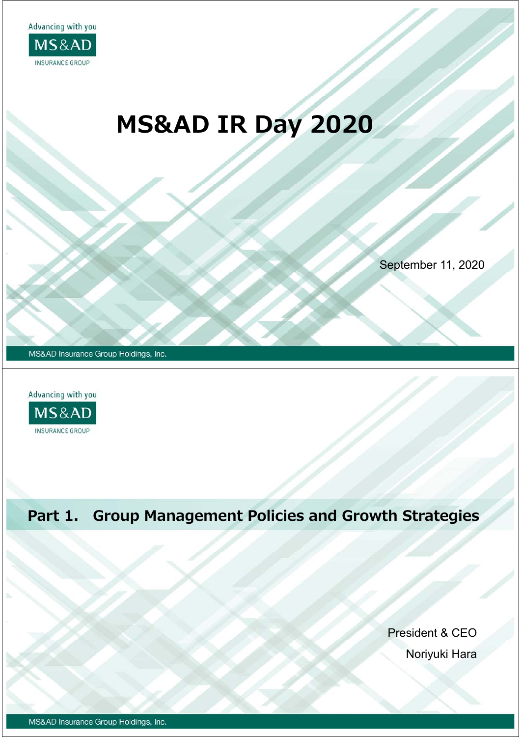Advancing with you

MS&AD

INSURANCE GROUP

# MS&AD IR Day 2020

September 11, 2020

MS&AD Insurance Group Holdings, Inc.

Advancing with you

MS&AD

INSURANCE GROUP

## Part 1. Group Management Policies and Growth Strategies

President & CEO

Noriyuki Hara

MS&AD Insurance Group Holdings, Inc.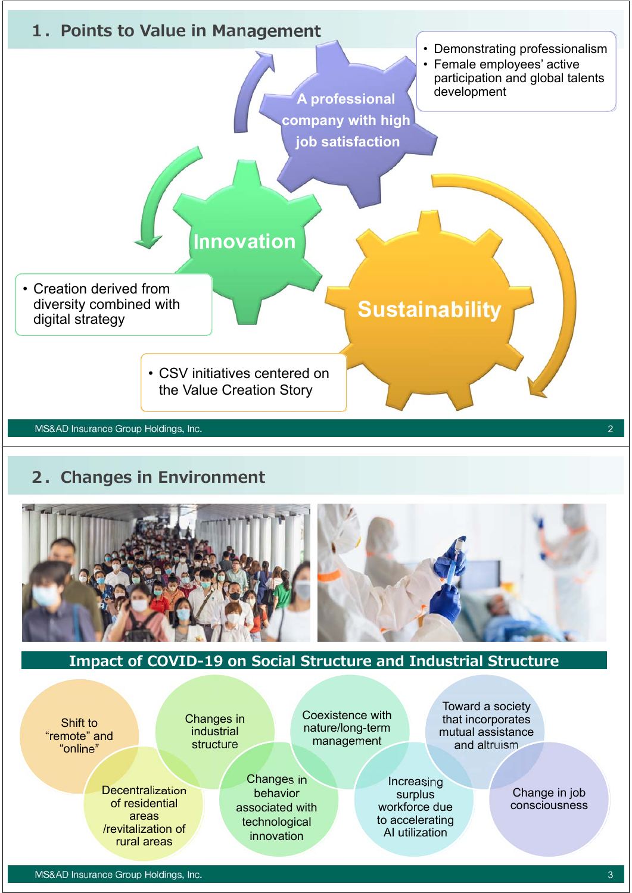## 1. Points to Value in Management

**A professional company with high job satisfaction**

- Demonstrating professionalism
- Female employees' active participation and global talents development

**Innovation**

- Creation derived from diversity combined with digital strategy

**Sustainability**

- CSV initiatives centered on the Value Creation Story

## 2. Changes in Environment

**Impact of COVID-19 on Social Structure and Industrial Structure**

- Shift to "remote" and "online"
- Decentralization of residential areas /revitalization of rural areas
- Changes in industrial structure
- Changes in behavior associated with technological innovation
- Coexistence with nature/long-term management
- Increasing surplus workforce due to accelerating AI utilization
- Toward a society that incorporates mutual assistance and altruism
- Change in job consciousness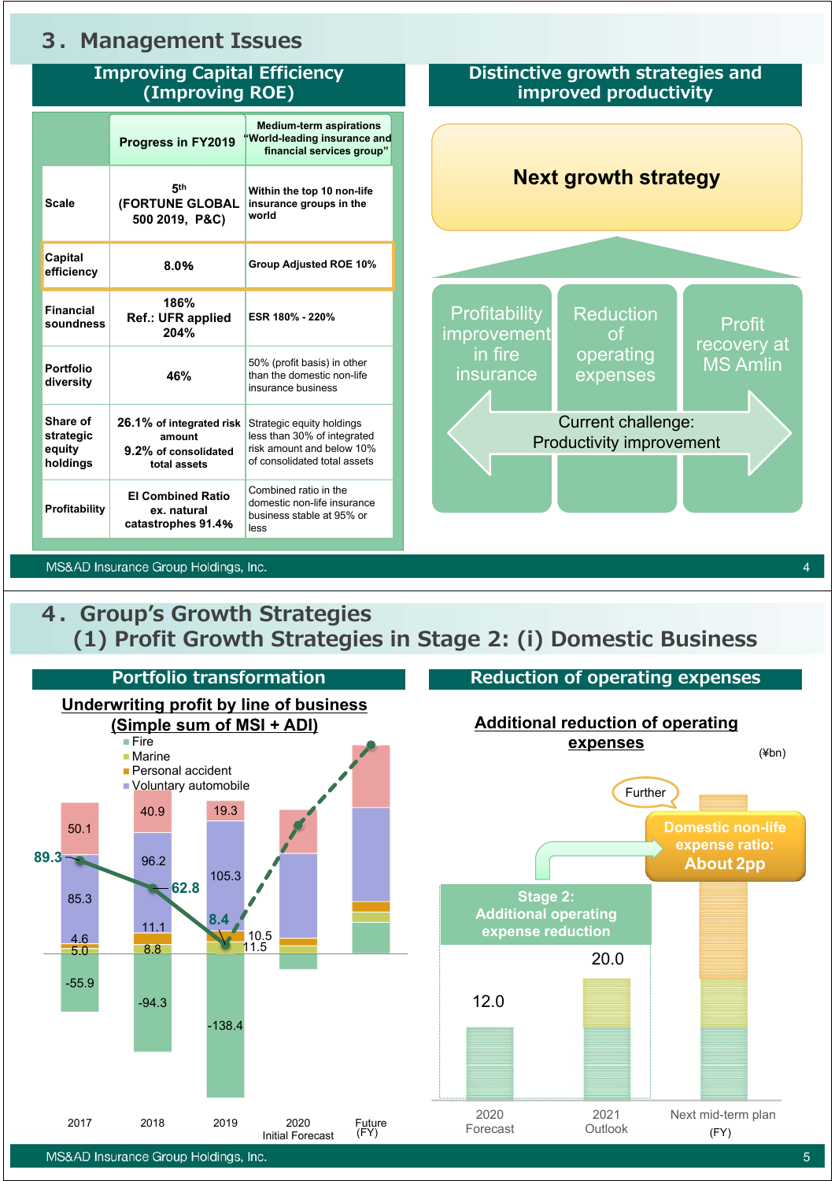# 3. Management Issues

## Improving Capital Efficiency (Improving ROE)

| | Progress in FY2019 | Medium-term aspirations "World-leading insurance and financial services group" |
|---|---|---|
| Scale | 5th (FORTUNE GLOBAL 500 2019, P&C) | Within the top 10 non-life insurance groups in the world |
| Capital efficiency | 8.0% | Group Adjusted ROE 10% |
| Financial soundness | 186% Ref.: UFR applied 204% | ESR 180% - 220% |
| Portfolio diversity | 46% | 50% (profit basis) in other than the domestic non-life insurance business |
| Share of strategic equity holdings | 26.1% of integrated risk amount 9.2% of consolidated total assets | Strategic equity holdings less than 30% of integrated risk amount and below 10% of consolidated total assets |
| Profitability | EI Combined Ratio ex. natural catastrophes 91.4% | Combined ratio in the domestic non-life insurance business stable at 95% or less |

## Distinctive growth strategies and improved productivity

**Next growth strategy**

- Profitability improvement in fire insurance
- Reduction of operating expenses
- Profit recovery at MS Amlin

Current challenge: Productivity improvement

# 4. Group's Growth Strategies
## (1) Profit Growth Strategies in Stage 2: (i) Domestic Business

### Portfolio transformation

**Underwriting profit by line of business (Simple sum of MSI + ADI)**

| (FY) | Fire | Marine | Personal accident | Voluntary automobile | Other | Total |
|---|---|---|---|---|---|---|
| 2017 | -55.9 | 5.0 | 4.6 | 85.3 | 50.1 | 89.3 |
| 2018 | -94.3 | 8.8 | 11.1 | 96.2 | 40.9 | 62.8 |
| 2019 | -138.4 | 11.5 | 10.5 | 105.3 | 19.3 | 8.4 |
| 2020 Initial Forecast | | | | | | |
| Future | | | | | | |

### Reduction of operating expenses

**Additional reduction of operating expenses** (¥bn)

| | 2020 Forecast | 2021 Outlook | Next mid-term plan (FY) |
|---|---|---|---|
| Stage 2: Additional operating expense reduction | 12.0 | 20.0 | Further |

Domestic non-life expense ratio: About 2pp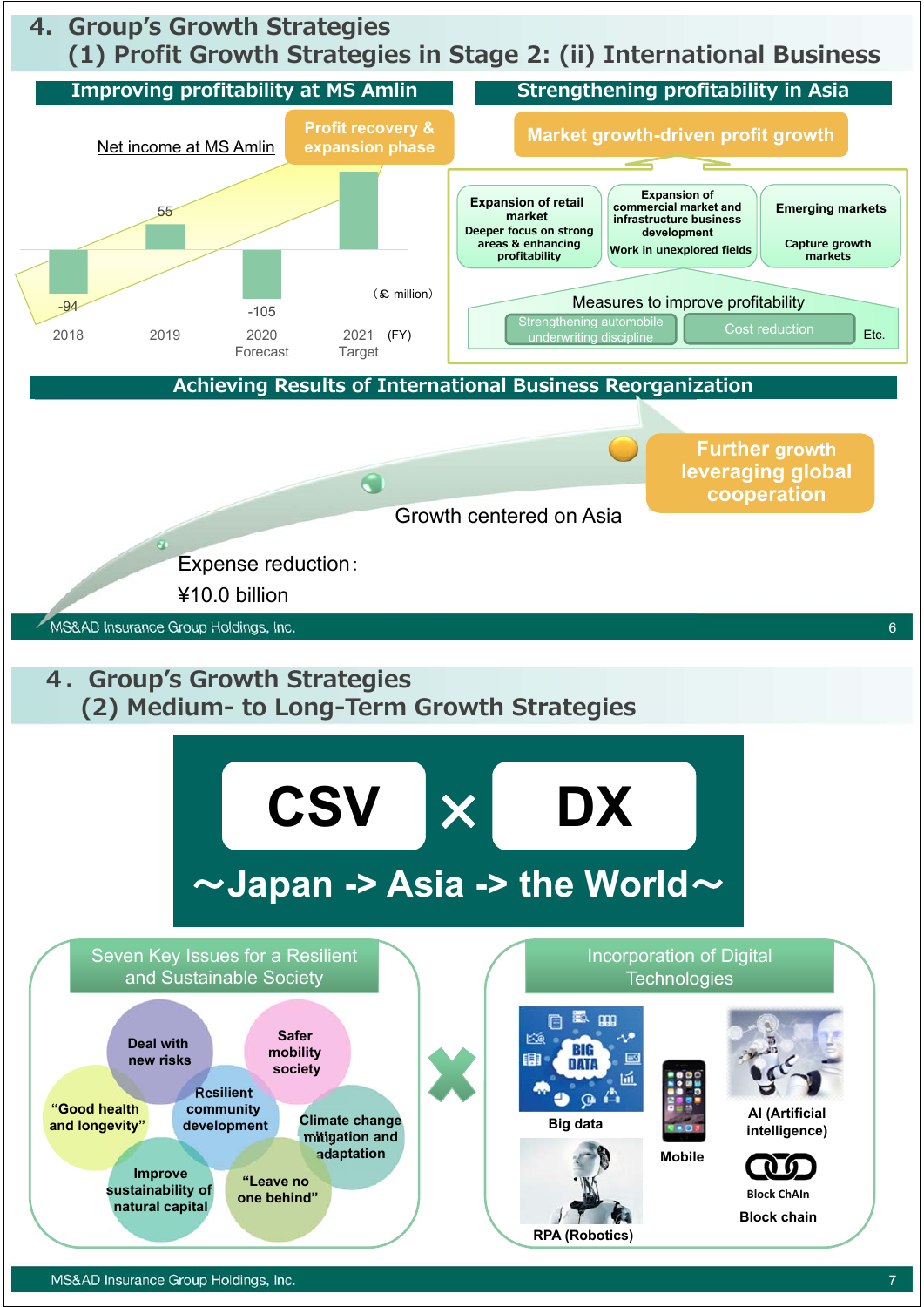# 4. Group's Growth Strategies
## (1) Profit Growth Strategies in Stage 2: (ii) International Business

### Improving profitability at MS Amlin

Net income at MS Amlin

Profit recovery & expansion phase

| FY | Net income (£ million) |
|---|---|
| 2018 | -94 |
| 2019 | 55 |
| 2020 Forecast | -105 |
| 2021 Target | |

### Strengthening profitability in Asia

**Market growth-driven profit growth**

- **Expansion of retail market**: Deeper focus on strong areas & enhancing profitability
- **Expansion of commercial market and infrastructure business development**: Work in unexplored fields
- **Emerging markets**: Capture growth markets

Measures to improve profitability
- Strengthening automobile underwriting discipline
- Cost reduction
- Etc.

### Achieving Results of International Business Reorganization

- Expense reduction: ¥10.0 billion
- Growth centered on Asia
- Further growth leveraging global cooperation

# 4. Group's Growth Strategies
## (2) Medium- to Long-Term Growth Strategies

**CSV × DX**

**～Japan -> Asia -> the World～**

### Seven Key Issues for a Resilient and Sustainable Society

- Deal with new risks
- Safer mobility society
- "Good health and longevity"
- Resilient community development
- Climate change mitigation and adaptation
- Improve sustainability of natural capital
- "Leave no one behind"

×

### Incorporation of Digital Technologies

- Big data
- Mobile
- AI (Artificial intelligence)
- RPA (Robotics)
- Block chain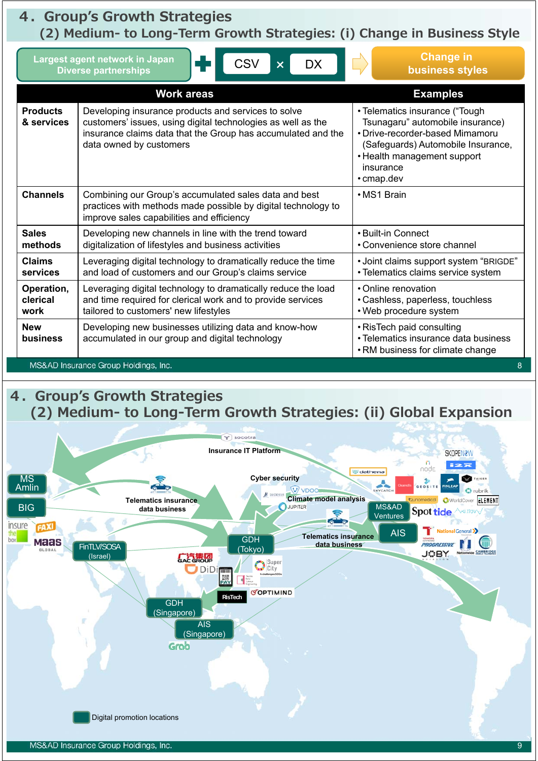# 4. Group's Growth Strategies

## (2) Medium- to Long-Term Growth Strategies: (i) Change in Business Style

Largest agent network in Japan Diverse partnerships ＋ CSV × DX ⇒ Change in business styles

| Work areas | | Examples |
|---|---|---|
| Products & services | Developing insurance products and services to solve customers' issues, using digital technologies as well as the insurance claims data that the Group has accumulated and the data owned by customers | • Telematics insurance ("Tough Tsunagaru" automobile insurance) • Drive-recorder-based Mimamoru (Safeguards) Automobile Insurance, • Health management support insurance • cmap.dev |
| Channels | Combining our Group's accumulated sales data and best practices with methods made possible by digital technology to improve sales capabilities and efficiency | • MS1 Brain |
| Sales methods | Developing new channels in line with the trend toward digitalization of lifestyles and business activities | • Built-in Connect • Convenience store channel |
| Claims services | Leveraging digital technology to dramatically reduce the time and load of customers and our Group's claims service | • Joint claims support system "BRIGDE" • Telematics claims service system |
| Operation, clerical work | Leveraging digital technology to dramatically reduce the load and time required for clerical work and to provide services tailored to customers' new lifestyles | • Online renovation • Cashless, paperless, touchless • Web procedure system |
| New business | Developing new businesses utilizing data and know-how accumulated in our group and digital technology | • RisTech paid consulting • Telematics insurance data business • RM business for climate change |

# 4. Group's Growth Strategies

## (2) Medium- to Long-Term Growth Strategies: (ii) Global Expansion

MS Amlin, BIG, FinTLV/SOSA (Israel), GDH (Tokyo), GDH (Singapore), AIS (Singapore), MS&AD Ventures, AIS

Insurance IT Platform; Cyber security; Climate model analysis; Telematics insurance data business; Telematics insurance data business

socotra, insure the box, FAXI, MaaS GLOBAL, GAC GROUP, DiDi, RisTech, OPTIMIND, Super City, Grab, dathena, SKYCATCH, Cleardin, GEOSITE, FINLEAP, node, SKOPENOW, i2x, TAIGER, rubrik, unomedical, WorldCover, ELEMENT, Spot tide, VOLOCOPTER, TOYOTA CONNECTED, National General, PROGRESSIVE, Nationwide, CAMBRIDGE MOBILE TELEMATICS, JOBY AVIATION, LUCIDEUS, VDOO, JUPITER

■ Digital promotion locations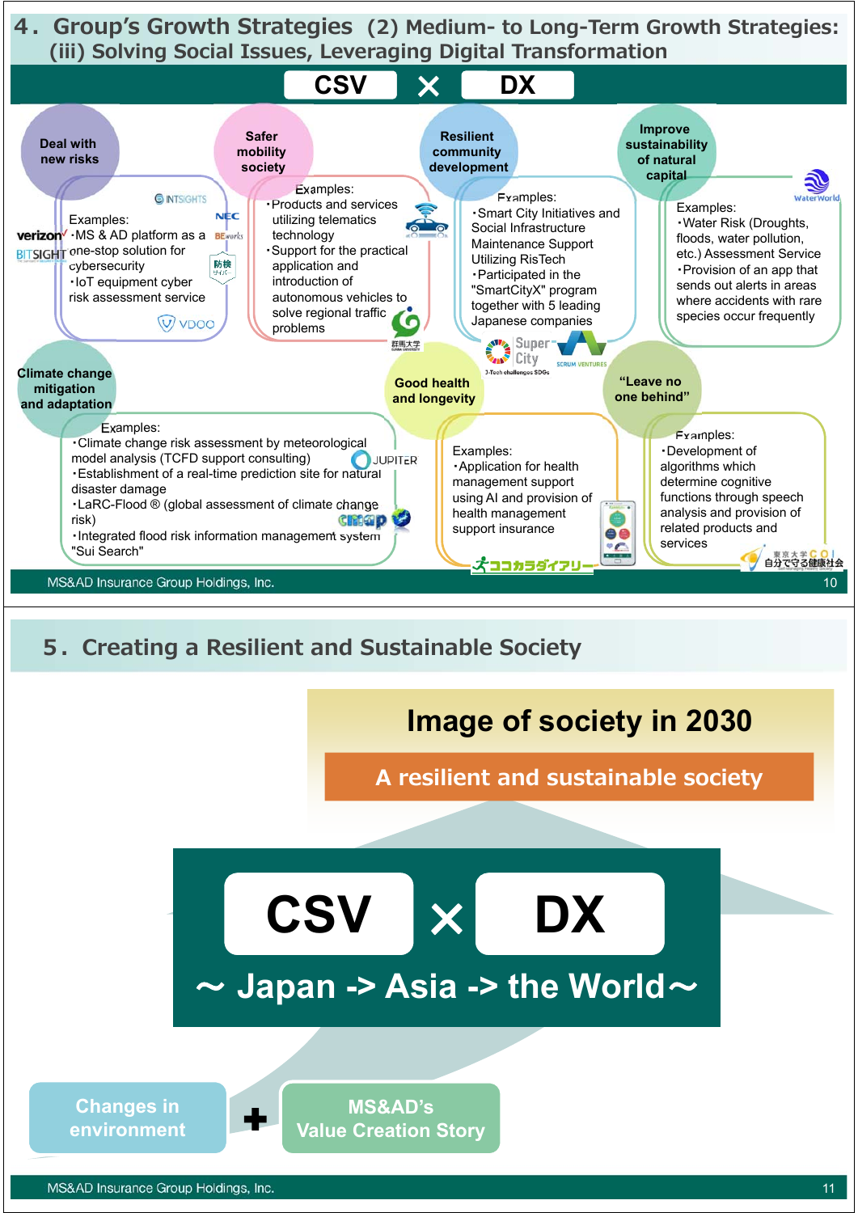## 4. Group's Growth Strategies (2) Medium- to Long-Term Growth Strategies: (iii) Solving Social Issues, Leveraging Digital Transformation

**CSV × DX**

**Deal with new risks**

Examples:
- MS & AD platform as a one-stop solution for cybersecurity
- IoT equipment cyber risk assessment service

**Safer mobility society**

Examples:
- Products and services utilizing telematics technology
- Support for the practical application and introduction of autonomous vehicles to solve regional traffic problems

**Resilient community development**

Examples:
- Smart City Initiatives and Social Infrastructure Maintenance Support Utilizing RisTech
- Participated in the "SmartCityX" program together with 5 leading Japanese companies

**Improve sustainability of natural capital**

Examples:
- Water Risk (Droughts, floods, water pollution, etc.) Assessment Service
- Provision of an app that sends out alerts in areas where accidents with rare species occur frequently

**Climate change mitigation and adaptation**

Examples:
- Climate change risk assessment by meteorological model analysis (TCFD support consulting)
- Establishment of a real-time prediction site for natural disaster damage
- LaRC-Flood ® (global assessment of climate change risk)
- Integrated flood risk information management system "Sui Search"

**Good health and longevity**

Examples:
- Application for health management support using AI and provision of health management support insurance

**"Leave no one behind"**

Examples:
- Development of algorithms which determine cognitive functions through speech analysis and provision of related products and services

## 5. Creating a Resilient and Sustainable Society

**Image of society in 2030**

**A resilient and sustainable society**

**CSV × DX**

**～ Japan -> Asia -> the World～**

**Changes in environment** + **MS&AD's Value Creation Story**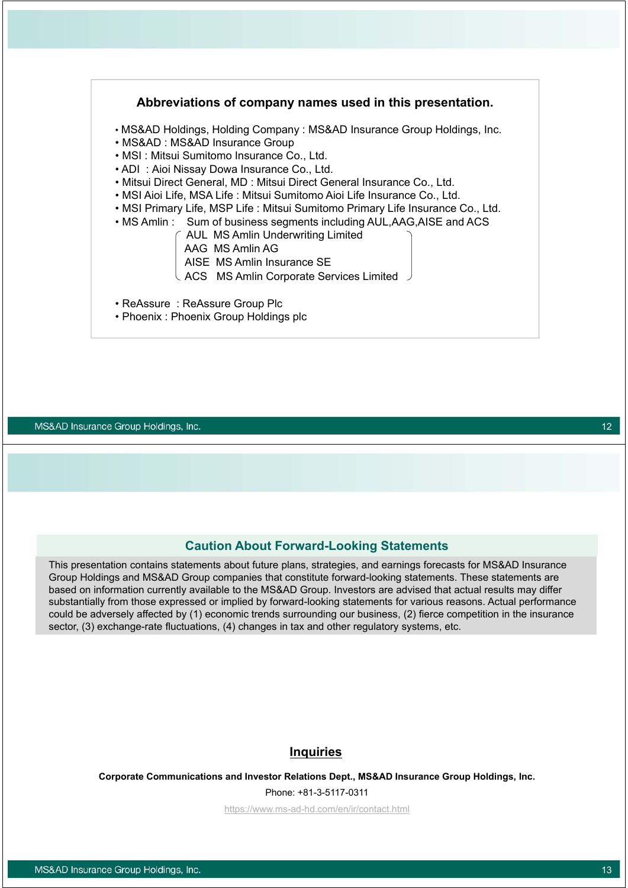## Abbreviations of company names used in this presentation.

- MS&AD Holdings, Holding Company : MS&AD Insurance Group Holdings, Inc.
- MS&AD : MS&AD Insurance Group
- MSI : Mitsui Sumitomo Insurance Co., Ltd.
- ADI : Aioi Nissay Dowa Insurance Co., Ltd.
- Mitsui Direct General, MD : Mitsui Direct General Insurance Co., Ltd.
- MSI Aioi Life, MSA Life : Mitsui Sumitomo Aioi Life Insurance Co., Ltd.
- MSI Primary Life, MSP Life : Mitsui Sumitomo Primary Life Insurance Co., Ltd.
- MS Amlin : Sum of business segments including AUL,AAG,AISE and ACS
  - AUL MS Amlin Underwriting Limited
  - AAG MS Amlin AG
  - AISE MS Amlin Insurance SE
  - ACS MS Amlin Corporate Services Limited
- ReAssure : ReAssure Group Plc
- Phoenix : Phoenix Group Holdings plc

## Caution About Forward-Looking Statements

This presentation contains statements about future plans, strategies, and earnings forecasts for MS&AD Insurance Group Holdings and MS&AD Group companies that constitute forward-looking statements. These statements are based on information currently available to the MS&AD Group. Investors are advised that actual results may differ substantially from those expressed or implied by forward-looking statements for various reasons. Actual performance could be adversely affected by (1) economic trends surrounding our business, (2) fierce competition in the insurance sector, (3) exchange-rate fluctuations, (4) changes in tax and other regulatory systems, etc.

## Inquiries

**Corporate Communications and Investor Relations Dept., MS&AD Insurance Group Holdings, Inc.**

Phone: +81-3-5117-0311

https://www.ms-ad-hd.com/en/ir/contact.html